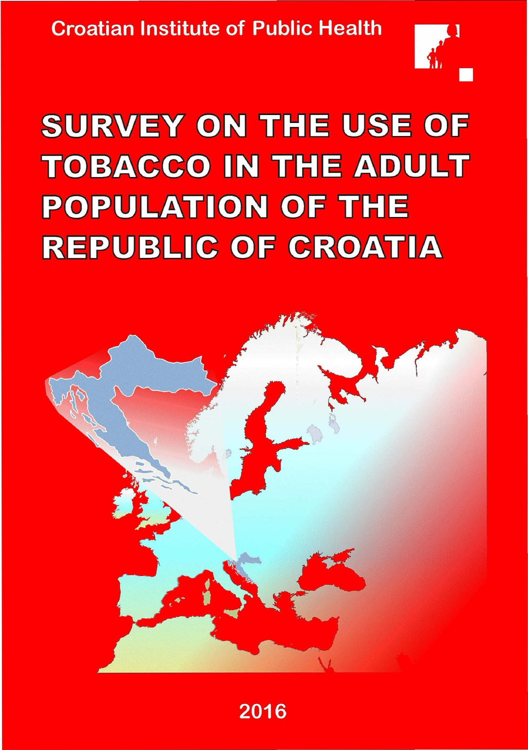Croatian Institute of Public Health

# SURVEY ON THE USE OF TOBACCO IN THE ADULT POPULATION OF THE REPUBLIC OF CROATIA

2016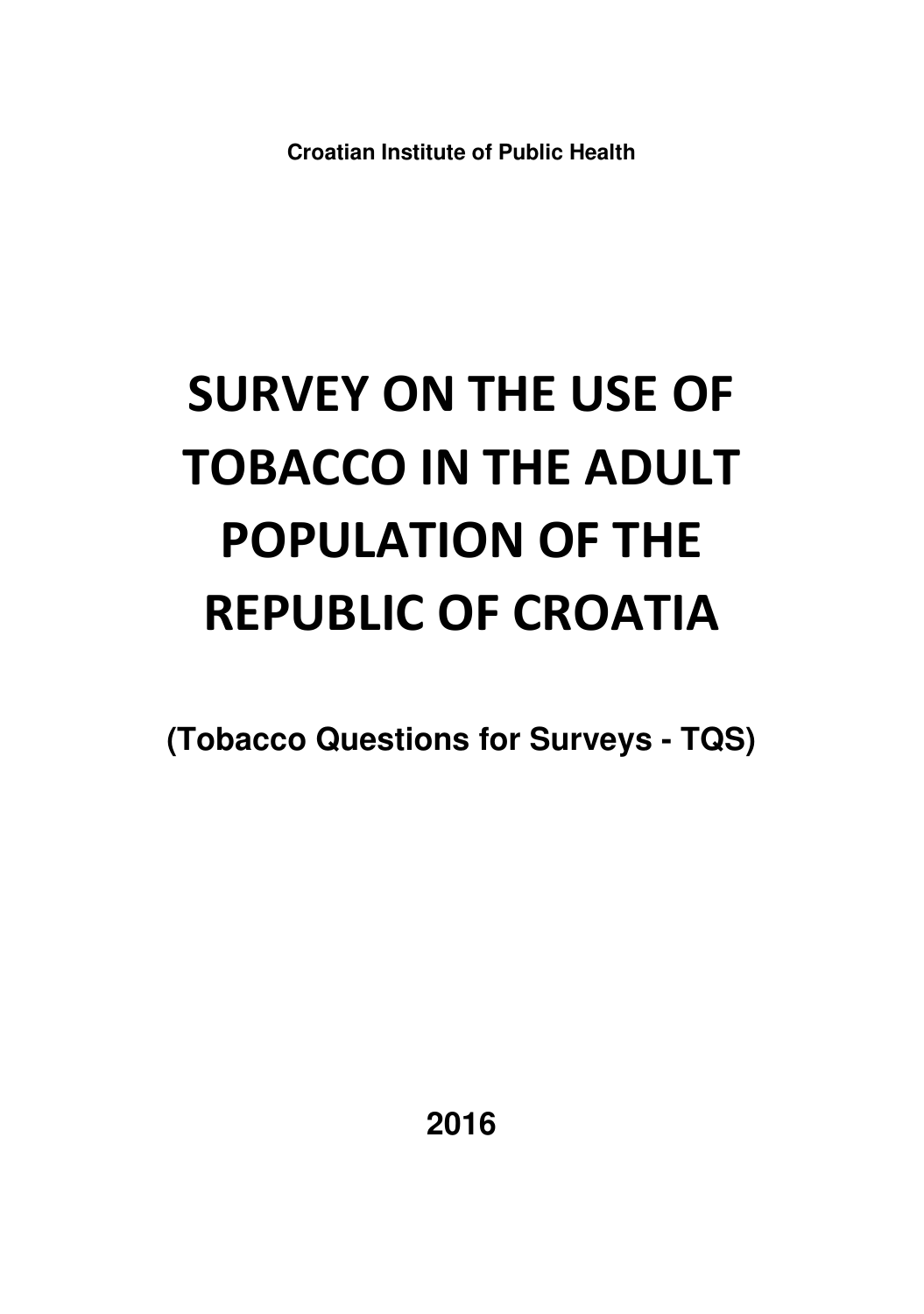**Croatian Institute of Public Health**

# SURVEY ON THE USE OF TOBACCO IN THE ADULT POPULATION OF THE REPUBLIC OF CROATIA

**(Tobacco Questions for Surveys - TQS)**

**2016**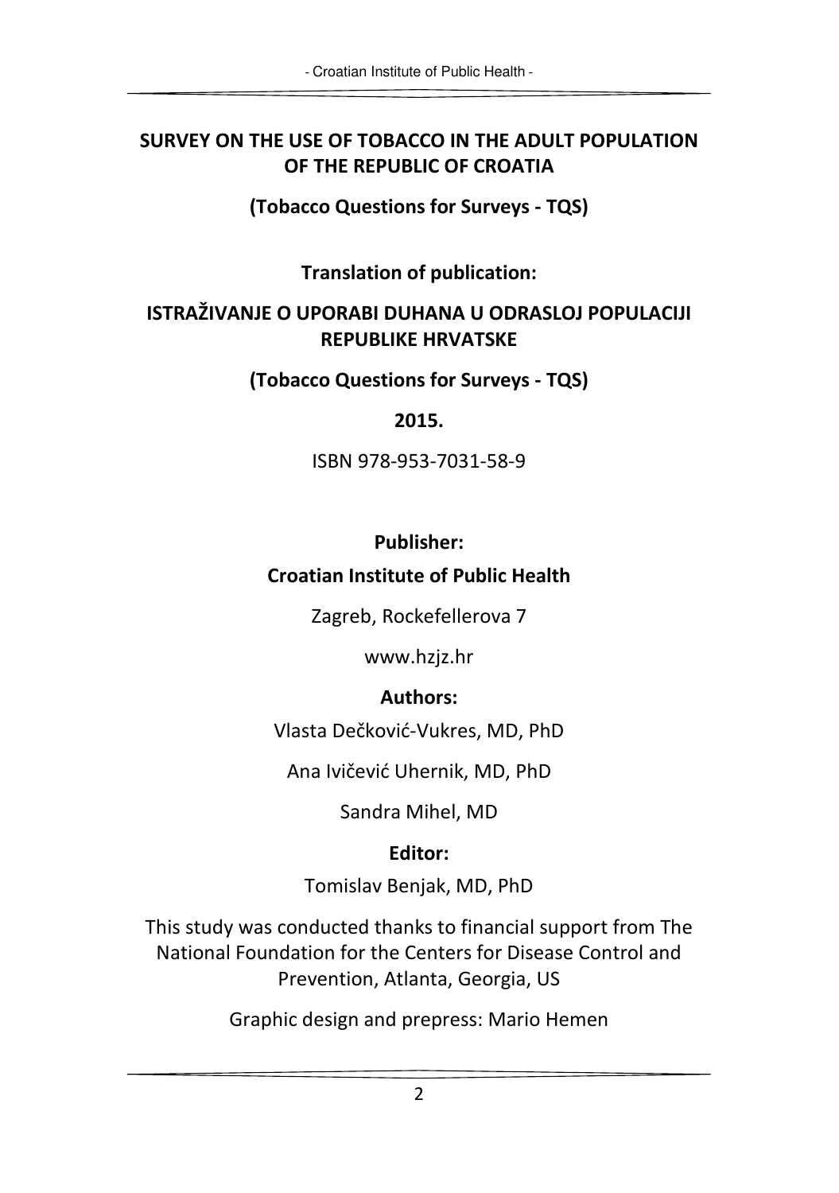**SURVEY ON THE USE OF TOBACCO IN THE ADULT POPULATION OF THE REPUBLIC OF CROATIA**

**(Tobacco Questions for Surveys - TQS)**

**Translation of publication:**

**ISTRAŽIVANJE O UPORABI DUHANA U ODRASLOJ POPULACIJI REPUBLIKE HRVATSKE**

**(Tobacco Questions for Surveys - TQS)**

**2015.**

ISBN 978-953-7031-58-9

**Publisher:**

**Croatian Institute of Public Health**

Zagreb, Rockefellerova 7

www.hzjz.hr

**Authors:**

Vlasta Dečković-Vukres, MD, PhD

Ana Ivičević Uhernik, MD, PhD

Sandra Mihel, MD

**Editor:**

Tomislav Benjak, MD, PhD

This study was conducted thanks to financial support from The National Foundation for the Centers for Disease Control and Prevention, Atlanta, Georgia, US

Graphic design and prepress: Mario Hemen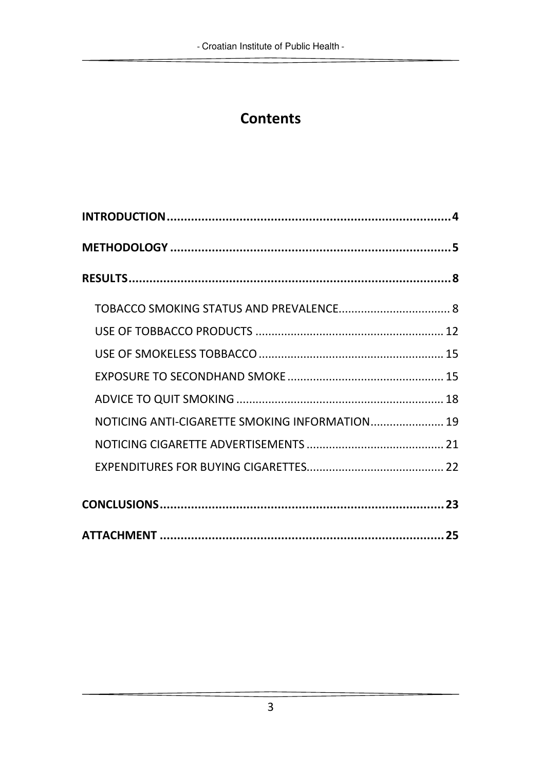# Contents

**INTRODUCTION** ........................................................................ **4**

**METHODOLOGY** ........................................................................ **5**

**RESULTS** ................................................................................... **8**

- TOBACCO SMOKING STATUS AND PREVALENCE ................................... 8
- USE OF TOBBACCO PRODUCTS ........................................................... 12
- USE OF SMOKELESS TOBBACCO .......................................................... 15
- EXPOSURE TO SECONDHAND SMOKE ................................................. 15
- ADVICE TO QUIT SMOKING ................................................................. 18
- NOTICING ANTI-CIGARETTE SMOKING INFORMATION ....................... 19
- NOTICING CIGARETTE ADVERTISEMENTS ........................................... 21
- EXPENDITURES FOR BUYING CIGARETTES ........................................... 22

**CONCLUSIONS** ......................................................................... **23**

**ATTACHMENT** .......................................................................... **25**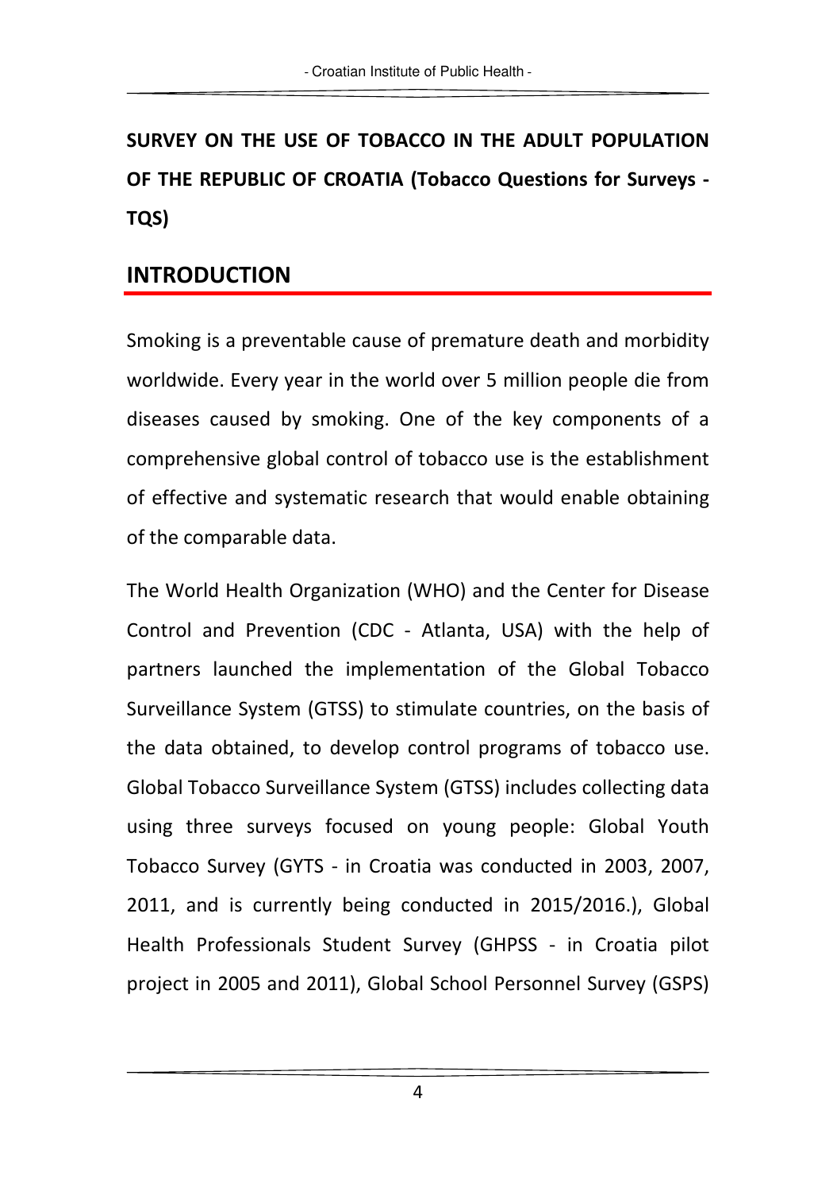**SURVEY ON THE USE OF TOBACCO IN THE ADULT POPULATION OF THE REPUBLIC OF CROATIA (Tobacco Questions for Surveys - TQS)**

## INTRODUCTION

Smoking is a preventable cause of premature death and morbidity worldwide. Every year in the world over 5 million people die from diseases caused by smoking. One of the key components of a comprehensive global control of tobacco use is the establishment of effective and systematic research that would enable obtaining of the comparable data.

The World Health Organization (WHO) and the Center for Disease Control and Prevention (CDC - Atlanta, USA) with the help of partners launched the implementation of the Global Tobacco Surveillance System (GTSS) to stimulate countries, on the basis of the data obtained, to develop control programs of tobacco use. Global Tobacco Surveillance System (GTSS) includes collecting data using three surveys focused on young people: Global Youth Tobacco Survey (GYTS - in Croatia was conducted in 2003, 2007, 2011, and is currently being conducted in 2015/2016.), Global Health Professionals Student Survey (GHPSS - in Croatia pilot project in 2005 and 2011), Global School Personnel Survey (GSPS)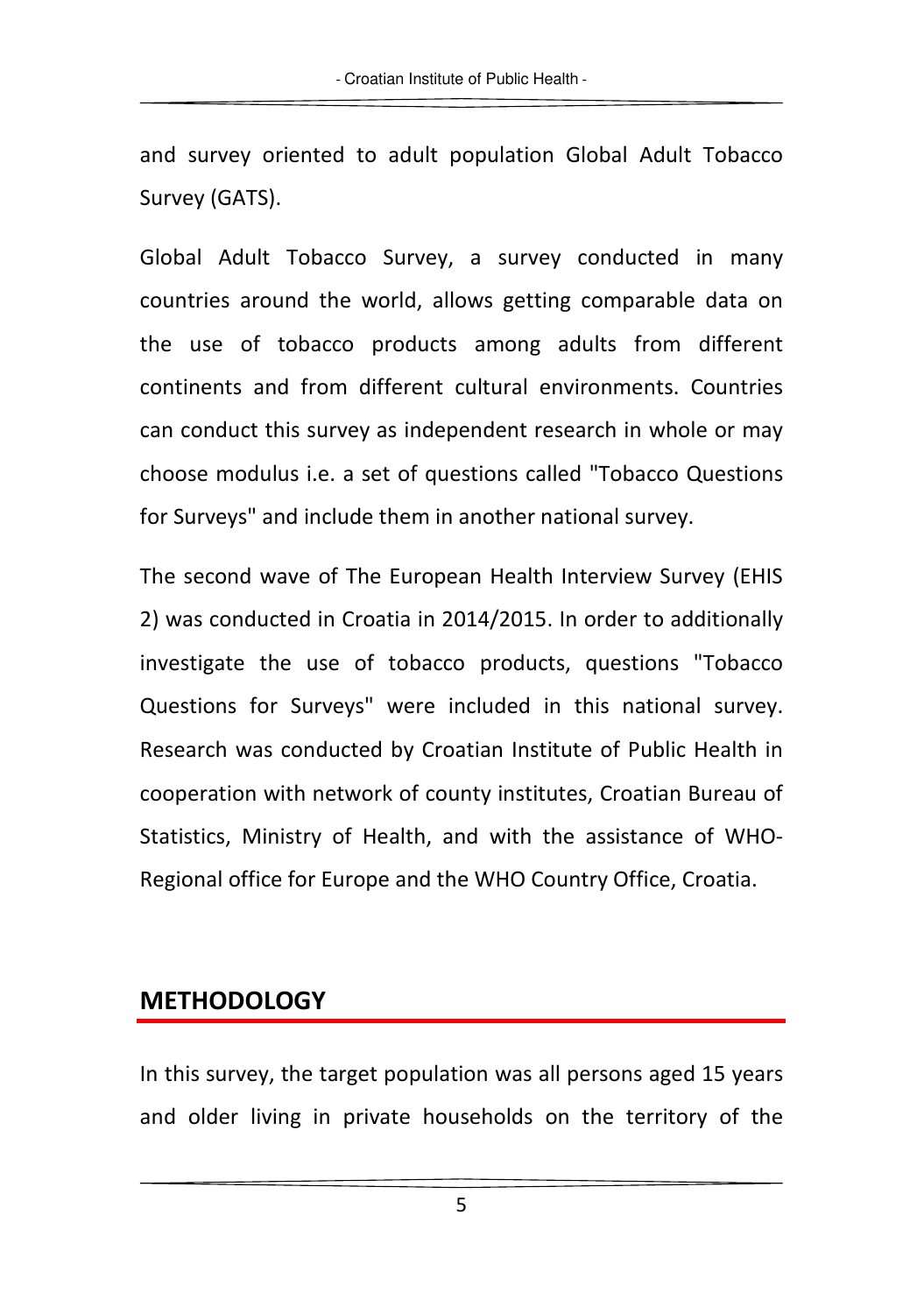and survey oriented to adult population Global Adult Tobacco Survey (GATS).

Global Adult Tobacco Survey, a survey conducted in many countries around the world, allows getting comparable data on the use of tobacco products among adults from different continents and from different cultural environments. Countries can conduct this survey as independent research in whole or may choose modulus i.e. a set of questions called "Tobacco Questions for Surveys" and include them in another national survey.

The second wave of The European Health Interview Survey (EHIS 2) was conducted in Croatia in 2014/2015. In order to additionally investigate the use of tobacco products, questions "Tobacco Questions for Surveys" were included in this national survey. Research was conducted by Croatian Institute of Public Health in cooperation with network of county institutes, Croatian Bureau of Statistics, Ministry of Health, and with the assistance of WHO-Regional office for Europe and the WHO Country Office, Croatia.

## METHODOLOGY

In this survey, the target population was all persons aged 15 years and older living in private households on the territory of the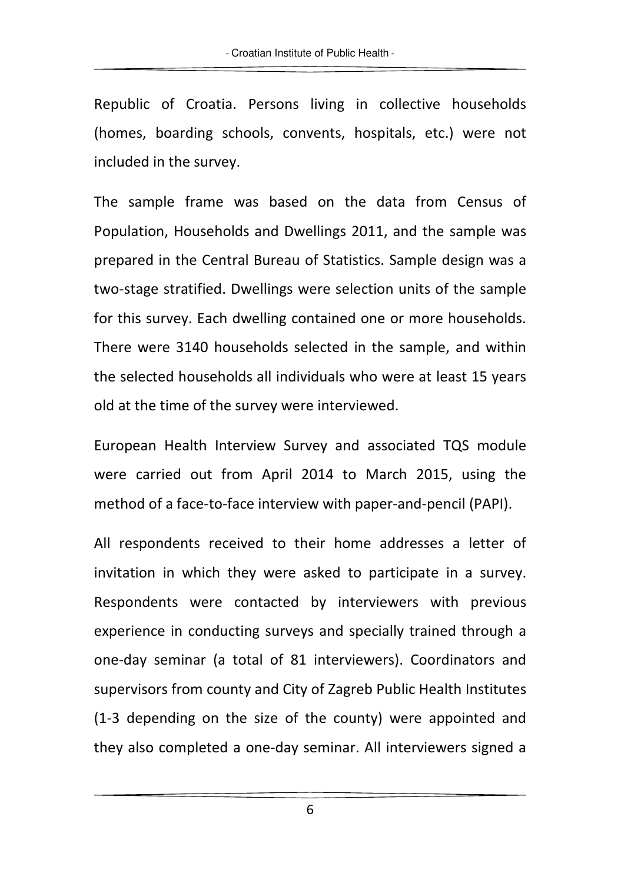Republic of Croatia. Persons living in collective households (homes, boarding schools, convents, hospitals, etc.) were not included in the survey.

The sample frame was based on the data from Census of Population, Households and Dwellings 2011, and the sample was prepared in the Central Bureau of Statistics. Sample design was a two-stage stratified. Dwellings were selection units of the sample for this survey. Each dwelling contained one or more households. There were 3140 households selected in the sample, and within the selected households all individuals who were at least 15 years old at the time of the survey were interviewed.

European Health Interview Survey and associated TQS module were carried out from April 2014 to March 2015, using the method of a face-to-face interview with paper-and-pencil (PAPI).

All respondents received to their home addresses a letter of invitation in which they were asked to participate in a survey. Respondents were contacted by interviewers with previous experience in conducting surveys and specially trained through a one-day seminar (a total of 81 interviewers). Coordinators and supervisors from county and City of Zagreb Public Health Institutes (1-3 depending on the size of the county) were appointed and they also completed a one-day seminar. All interviewers signed a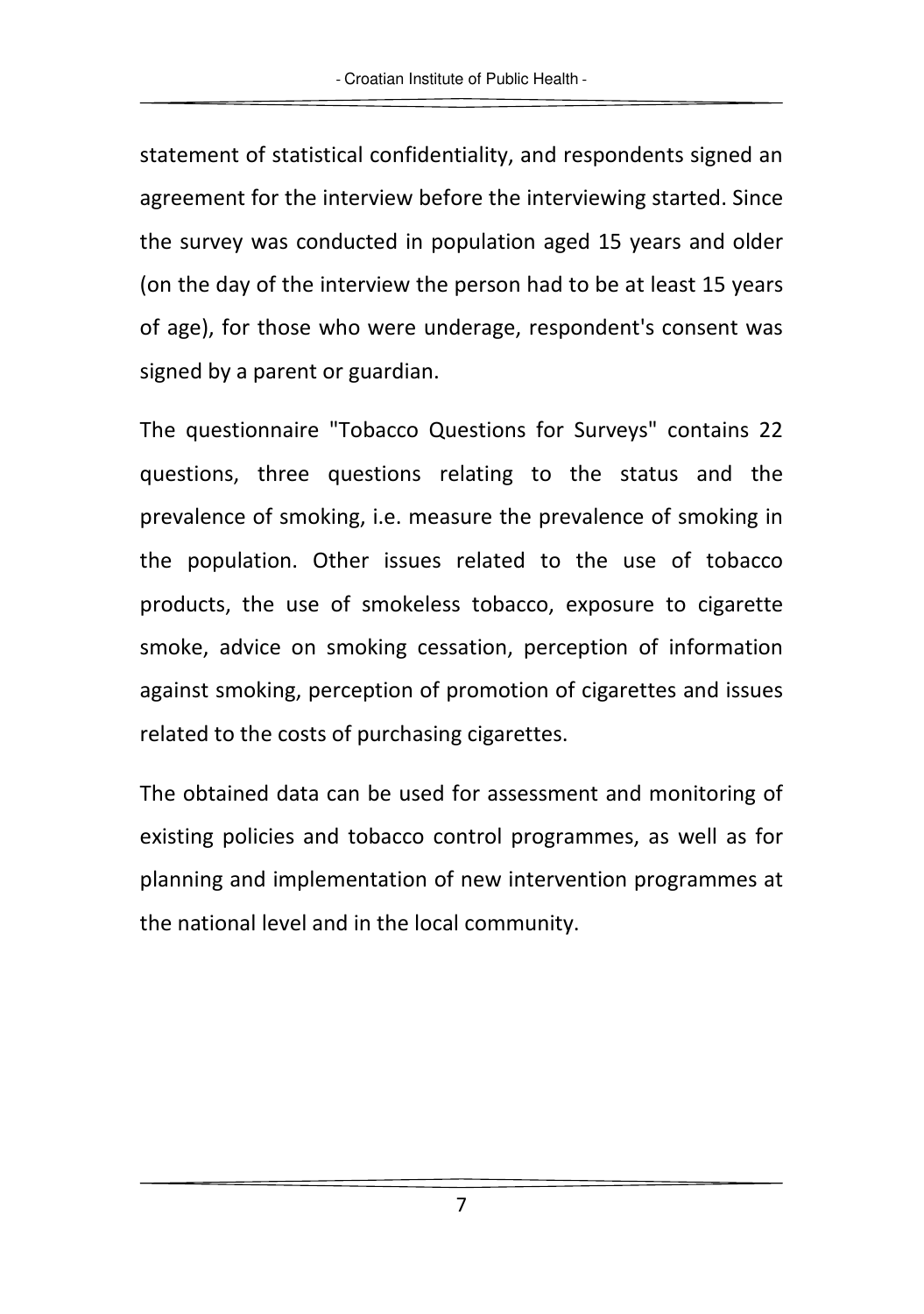statement of statistical confidentiality, and respondents signed an agreement for the interview before the interviewing started. Since the survey was conducted in population aged 15 years and older (on the day of the interview the person had to be at least 15 years of age), for those who were underage, respondent's consent was signed by a parent or guardian.

The questionnaire "Tobacco Questions for Surveys" contains 22 questions, three questions relating to the status and the prevalence of smoking, i.e. measure the prevalence of smoking in the population. Other issues related to the use of tobacco products, the use of smokeless tobacco, exposure to cigarette smoke, advice on smoking cessation, perception of information against smoking, perception of promotion of cigarettes and issues related to the costs of purchasing cigarettes.

The obtained data can be used for assessment and monitoring of existing policies and tobacco control programmes, as well as for planning and implementation of new intervention programmes at the national level and in the local community.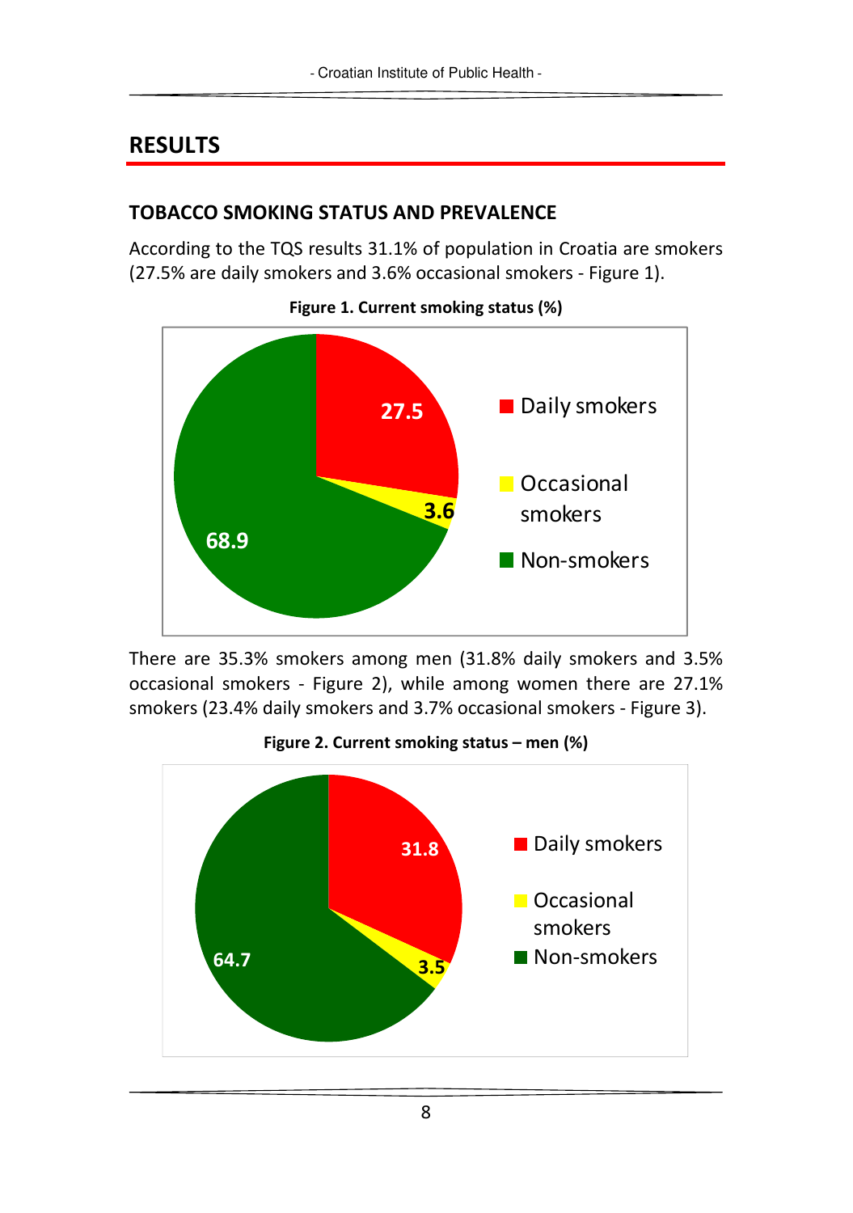## RESULTS

### TOBACCO SMOKING STATUS AND PREVALENCE

According to the TQS results 31.1% of population in Croatia are smokers (27.5% are daily smokers and 3.6% occasional smokers - Figure 1).

**Figure 1. Current smoking status (%)**

There are 35.3% smokers among men (31.8% daily smokers and 3.5% occasional smokers - Figure 2), while among women there are 27.1% smokers (23.4% daily smokers and 3.7% occasional smokers - Figure 3).

**Figure 2. Current smoking status – men (%)**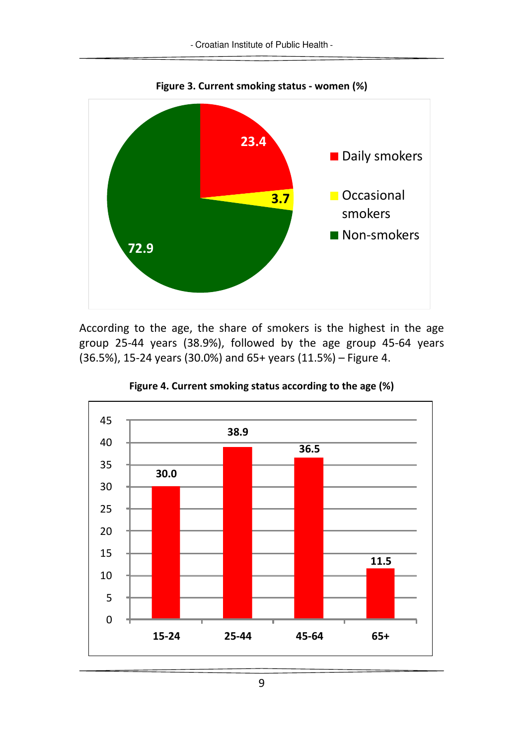**Figure 3. Current smoking status - women (%)**

| Status | % |
| --- | --- |
| Daily smokers | 23.4 |
| Occasional smokers | 3.7 |
| Non-smokers | 72.9 |

According to the age, the share of smokers is the highest in the age group 25-44 years (38.9%), followed by the age group 45-64 years (36.5%), 15-24 years (30.0%) and 65+ years (11.5%) – Figure 4.

**Figure 4. Current smoking status according to the age (%)**

| Age group | % |
| --- | --- |
| 15-24 | 30.0 |
| 25-44 | 38.9 |
| 45-64 | 36.5 |
| 65+ | 11.5 |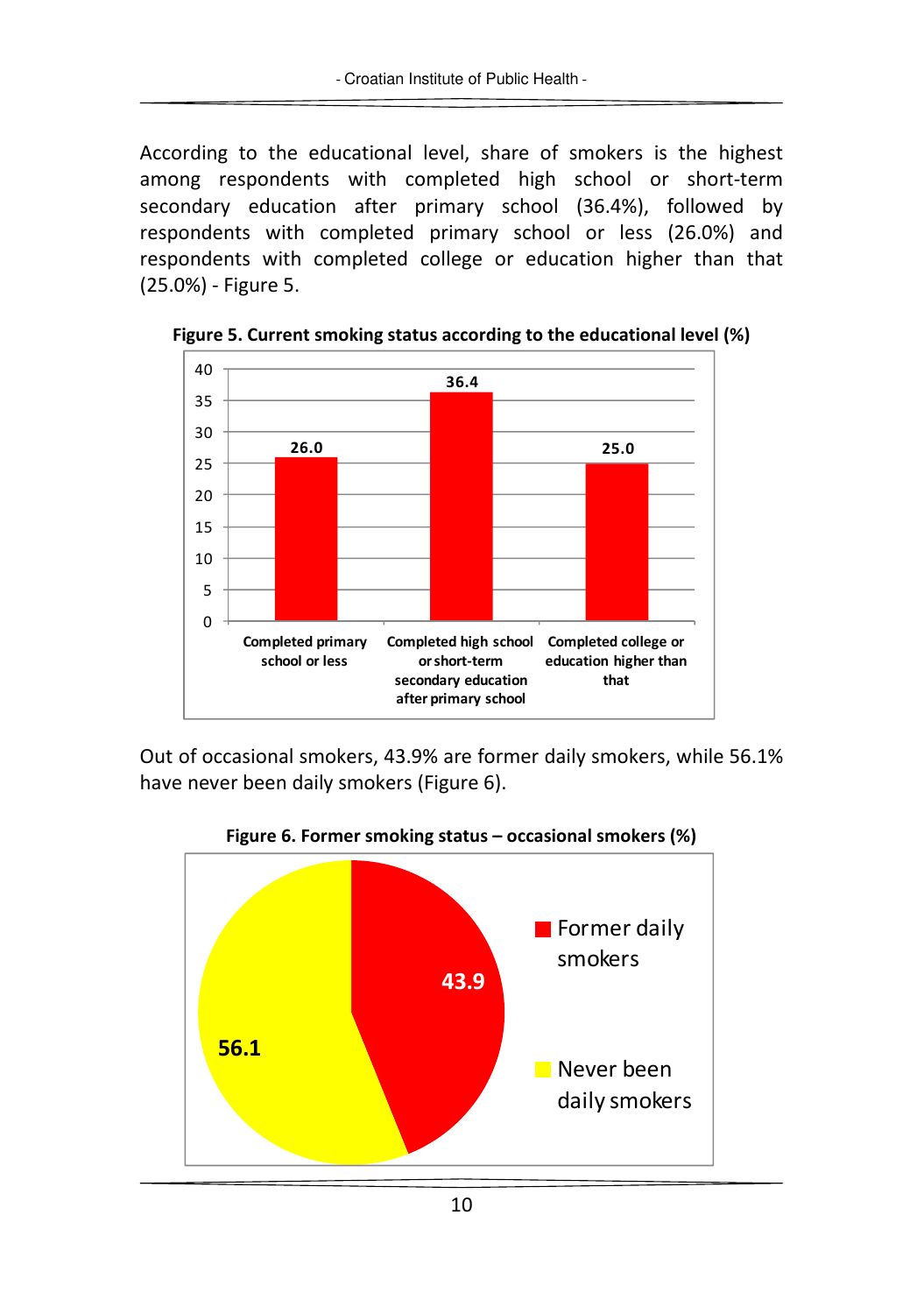According to the educational level, share of smokers is the highest among respondents with completed high school or short-term secondary education after primary school (36.4%), followed by respondents with completed primary school or less (26.0%) and respondents with completed college or education higher than that (25.0%) - Figure 5.

**Figure 5. Current smoking status according to the educational level (%)**

| Educational level | % |
|---|---|
| Completed primary school or less | 26.0 |
| Completed high school or short-term secondary education after primary school | 36.4 |
| Completed college or education higher than that | 25.0 |

Out of occasional smokers, 43.9% are former daily smokers, while 56.1% have never been daily smokers (Figure 6).

**Figure 6. Former smoking status – occasional smokers (%)**

| Status | % |
|---|---|
| Former daily smokers | 43.9 |
| Never been daily smokers | 56.1 |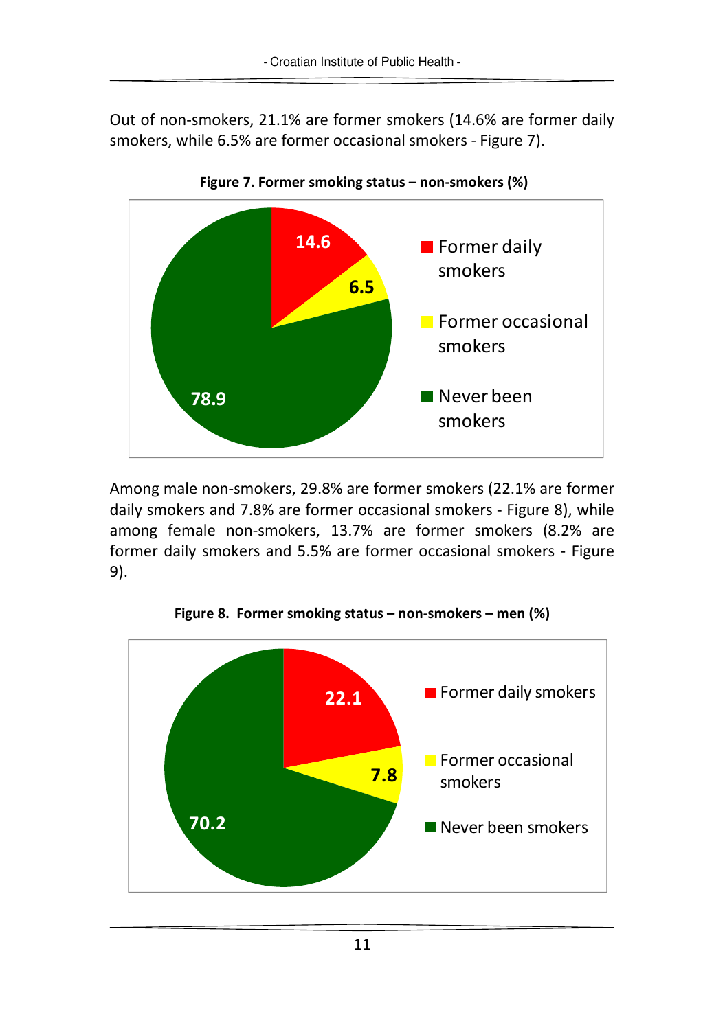Out of non-smokers, 21.1% are former smokers (14.6% are former daily smokers, while 6.5% are former occasional smokers - Figure 7).

**Figure 7. Former smoking status – non-smokers (%)**

| Category | % |
|---|---|
| Former daily smokers | 14.6 |
| Former occasional smokers | 6.5 |
| Never been smokers | 78.9 |

Among male non-smokers, 29.8% are former smokers (22.1% are former daily smokers and 7.8% are former occasional smokers - Figure 8), while among female non-smokers, 13.7% are former smokers (8.2% are former daily smokers and 5.5% are former occasional smokers - Figure 9).

**Figure 8. Former smoking status – non-smokers – men (%)**

| Category | % |
|---|---|
| Former daily smokers | 22.1 |
| Former occasional smokers | 7.8 |
| Never been smokers | 70.2 |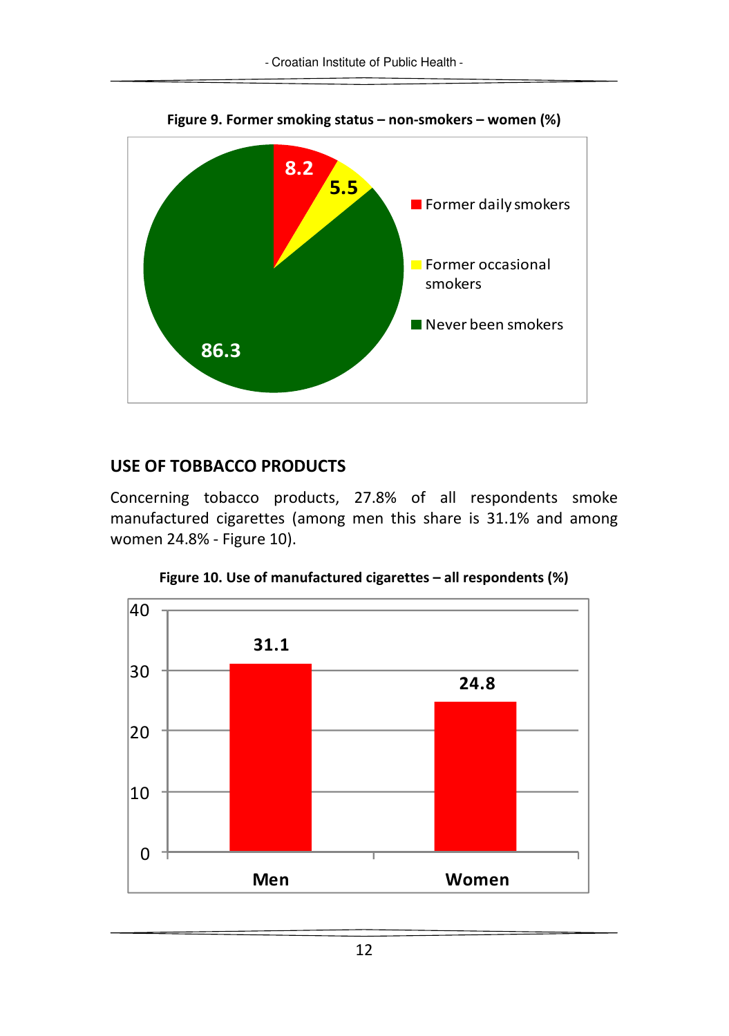**Figure 9. Former smoking status – non-smokers – women (%)**

| Category | % |
|---|---|
| Former daily smokers | 8.2 |
| Former occasional smokers | 5.5 |
| Never been smokers | 86.3 |

## USE OF TOBBACCO PRODUCTS

Concerning tobacco products, 27.8% of all respondents smoke manufactured cigarettes (among men this share is 31.1% and among women 24.8% - Figure 10).

**Figure 10. Use of manufactured cigarettes – all respondents (%)**

| | % |
|---|---|
| Men | 31.1 |
| Women | 24.8 |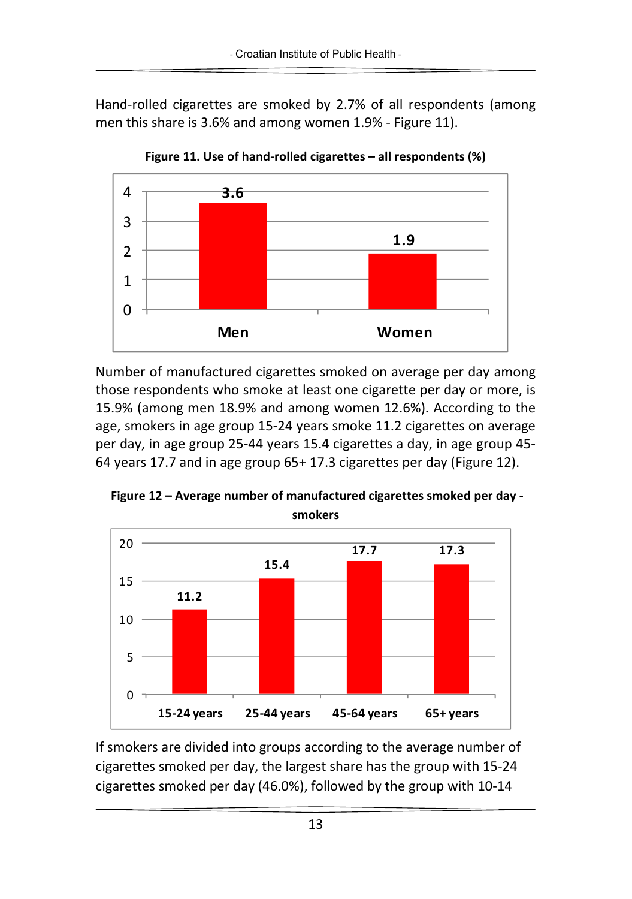Hand-rolled cigarettes are smoked by 2.7% of all respondents (among men this share is 3.6% and among women 1.9% - Figure 11).

**Figure 11. Use of hand-rolled cigarettes – all respondents (%)**

| | Men | Women |
|---|---|---|
| % | 3.6 | 1.9 |

Number of manufactured cigarettes smoked on average per day among those respondents who smoke at least one cigarette per day or more, is 15.9% (among men 18.9% and among women 12.6%). According to the age, smokers in age group 15-24 years smoke 11.2 cigarettes on average per day, in age group 25-44 years 15.4 cigarettes a day, in age group 45-64 years 17.7 and in age group 65+ 17.3 cigarettes per day (Figure 12).

**Figure 12 – Average number of manufactured cigarettes smoked per day - smokers**

| | 15-24 years | 25-44 years | 45-64 years | 65+ years |
|---|---|---|---|---|
| Average number | 11.2 | 15.4 | 17.7 | 17.3 |

If smokers are divided into groups according to the average number of cigarettes smoked per day, the largest share has the group with 15-24 cigarettes smoked per day (46.0%), followed by the group with 10-14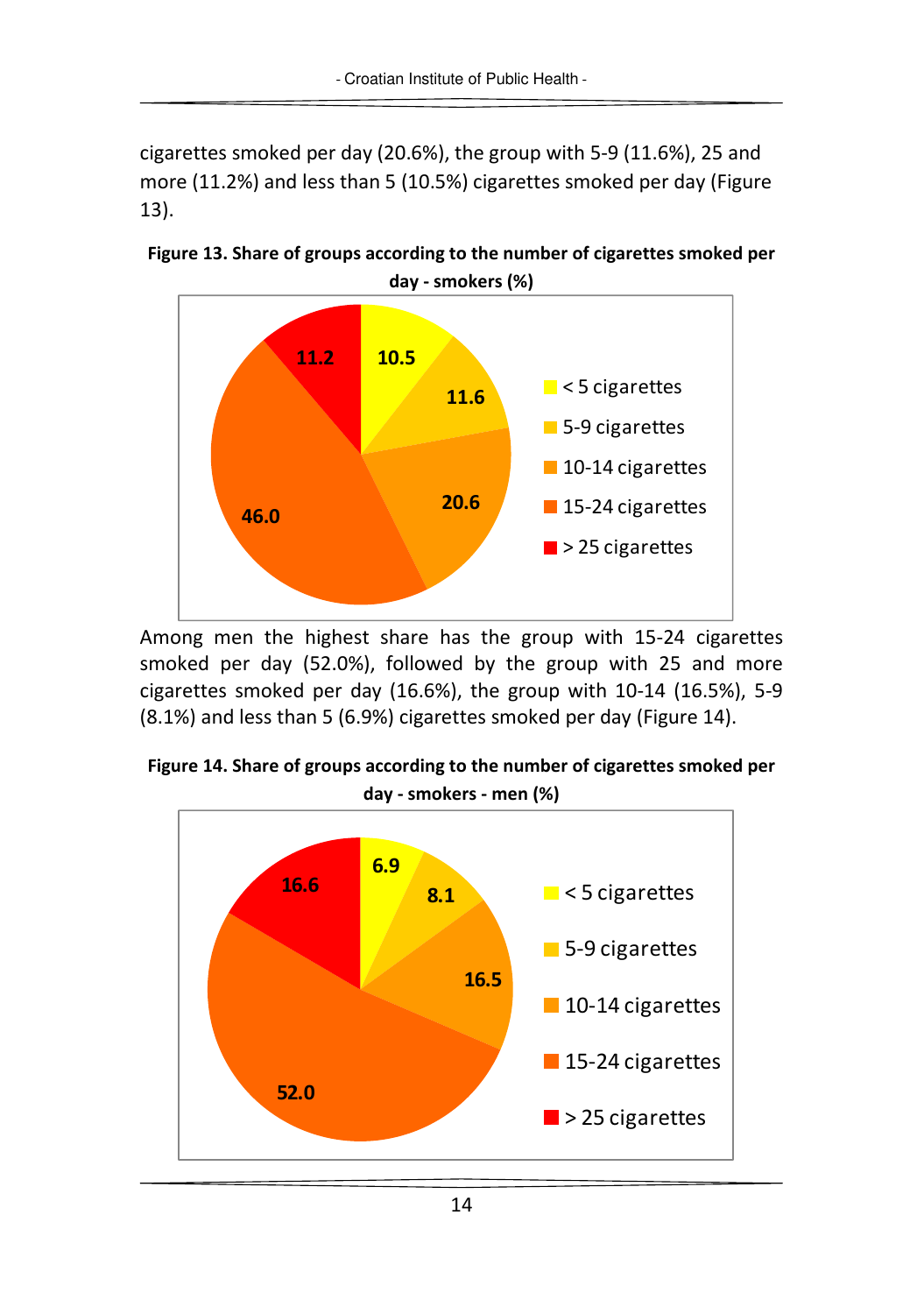cigarettes smoked per day (20.6%), the group with 5-9 (11.6%), 25 and more (11.2%) and less than 5 (10.5%) cigarettes smoked per day (Figure 13).

**Figure 13. Share of groups according to the number of cigarettes smoked per day - smokers (%)**

| Number of cigarettes per day | % |
|---|---|
| < 5 cigarettes | 10.5 |
| 5-9 cigarettes | 11.6 |
| 10-14 cigarettes | 20.6 |
| 15-24 cigarettes | 46.0 |
| > 25 cigarettes | 11.2 |

Among men the highest share has the group with 15-24 cigarettes smoked per day (52.0%), followed by the group with 25 and more cigarettes smoked per day (16.6%), the group with 10-14 (16.5%), 5-9 (8.1%) and less than 5 (6.9%) cigarettes smoked per day (Figure 14).

**Figure 14. Share of groups according to the number of cigarettes smoked per day - smokers - men (%)**

| Number of cigarettes per day | % |
|---|---|
| < 5 cigarettes | 6.9 |
| 5-9 cigarettes | 8.1 |
| 10-14 cigarettes | 16.5 |
| 15-24 cigarettes | 52.0 |
| > 25 cigarettes | 16.6 |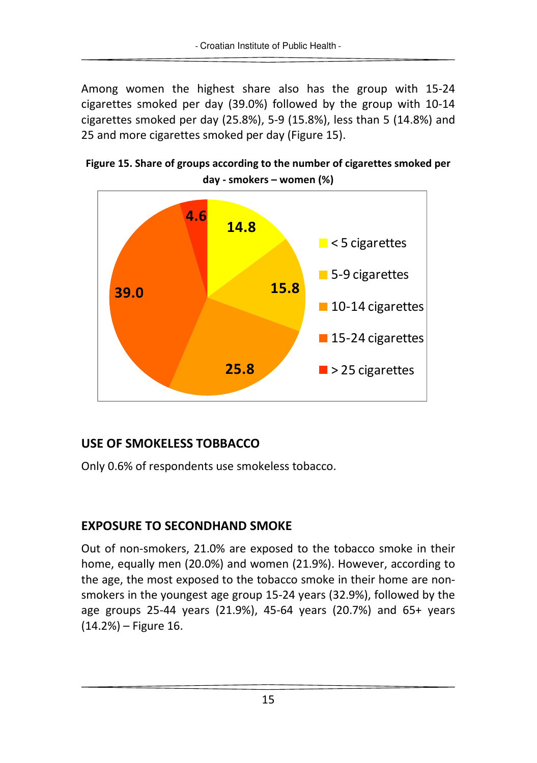Among women the highest share also has the group with 15-24 cigarettes smoked per day (39.0%) followed by the group with 10-14 cigarettes smoked per day (25.8%), 5-9 (15.8%), less than 5 (14.8%) and 25 and more cigarettes smoked per day (Figure 15).

**Figure 15. Share of groups according to the number of cigarettes smoked per day - smokers – women (%)**

| Group | % |
|---|---|
| < 5 cigarettes | 14.8 |
| 5-9 cigarettes | 15.8 |
| 10-14 cigarettes | 25.8 |
| 15-24 cigarettes | 39.0 |
| > 25 cigarettes | 4.6 |

## USE OF SMOKELESS TOBBACCO

Only 0.6% of respondents use smokeless tobacco.

## EXPOSURE TO SECONDHAND SMOKE

Out of non-smokers, 21.0% are exposed to the tobacco smoke in their home, equally men (20.0%) and women (21.9%). However, according to the age, the most exposed to the tobacco smoke in their home are non-smokers in the youngest age group 15-24 years (32.9%), followed by the age groups 25-44 years (21.9%), 45-64 years (20.7%) and 65+ years (14.2%) – Figure 16.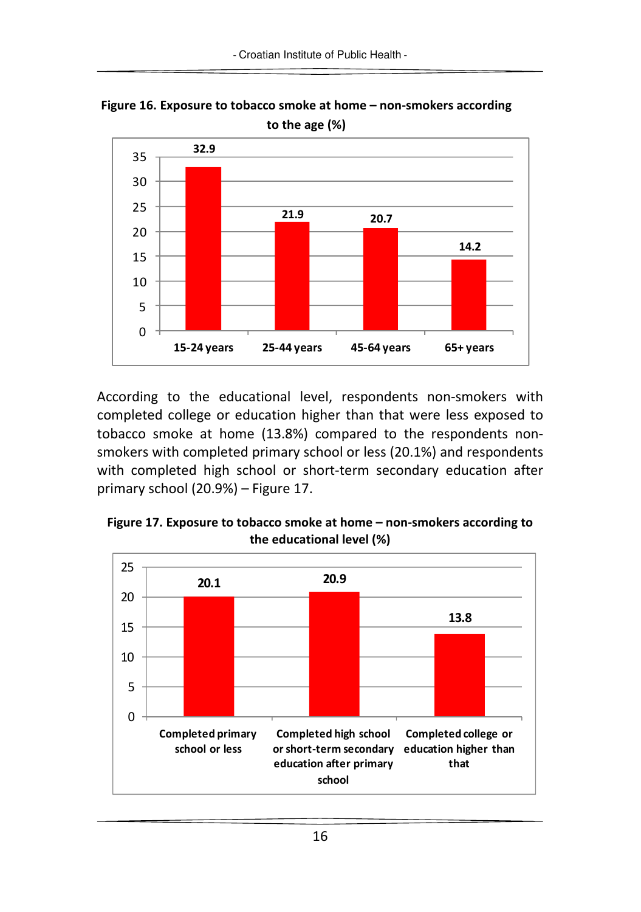**Figure 16. Exposure to tobacco smoke at home – non-smokers according to the age (%)**

| Age | % |
|---|---|
| 15-24 years | 32.9 |
| 25-44 years | 21.9 |
| 45-64 years | 20.7 |
| 65+ years | 14.2 |

According to the educational level, respondents non-smokers with completed college or education higher than that were less exposed to tobacco smoke at home (13.8%) compared to the respondents non-smokers with completed primary school or less (20.1%) and respondents with completed high school or short-term secondary education after primary school (20.9%) – Figure 17.

**Figure 17. Exposure to tobacco smoke at home – non-smokers according to the educational level (%)**

| Educational level | % |
|---|---|
| Completed primary school or less | 20.1 |
| Completed high school or short-term secondary education after primary school | 20.9 |
| Completed college or education higher than that | 13.8 |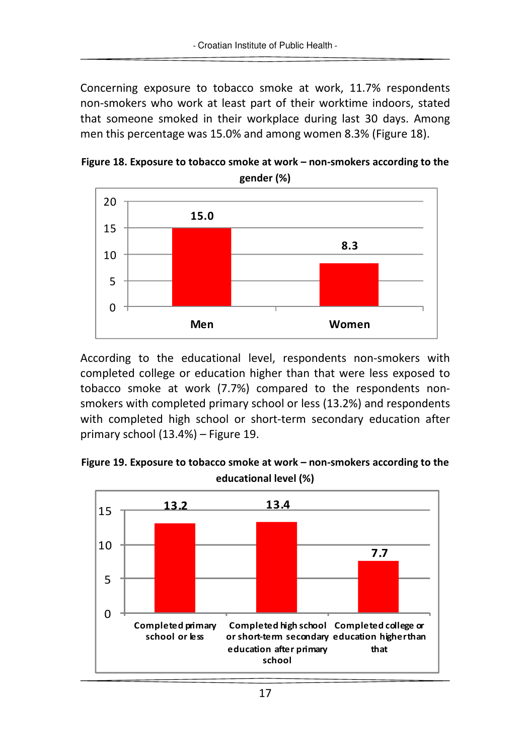Concerning exposure to tobacco smoke at work, 11.7% respondents non-smokers who work at least part of their worktime indoors, stated that someone smoked in their workplace during last 30 days. Among men this percentage was 15.0% and among women 8.3% (Figure 18).

**Figure 18. Exposure to tobacco smoke at work – non-smokers according to the gender (%)**

| | Men | Women |
|---|---|---|
| % | 15.0 | 8.3 |

According to the educational level, respondents non-smokers with completed college or education higher than that were less exposed to tobacco smoke at work (7.7%) compared to the respondents non-smokers with completed primary school or less (13.2%) and respondents with completed high school or short-term secondary education after primary school (13.4%) – Figure 19.

**Figure 19. Exposure to tobacco smoke at work – non-smokers according to the educational level (%)**

| | Completed primary school or less | Completed high school or short-term secondary education after primary school | Completed college or education higher than that |
|---|---|---|---|
| % | 13.2 | 13.4 | 7.7 |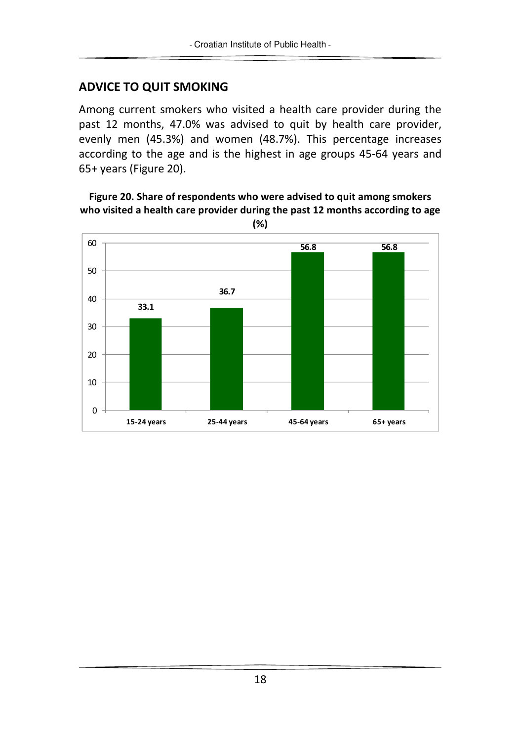## ADVICE TO QUIT SMOKING

Among current smokers who visited a health care provider during the past 12 months, 47.0% was advised to quit by health care provider, evenly men (45.3%) and women (48.7%). This percentage increases according to the age and is the highest in age groups 45-64 years and 65+ years (Figure 20).

**Figure 20. Share of respondents who were advised to quit among smokers who visited a health care provider during the past 12 months according to age (%)**

| Age group | % |
|---|---|
| 15-24 years | 33.1 |
| 25-44 years | 36.7 |
| 45-64 years | 56.8 |
| 65+ years | 56.8 |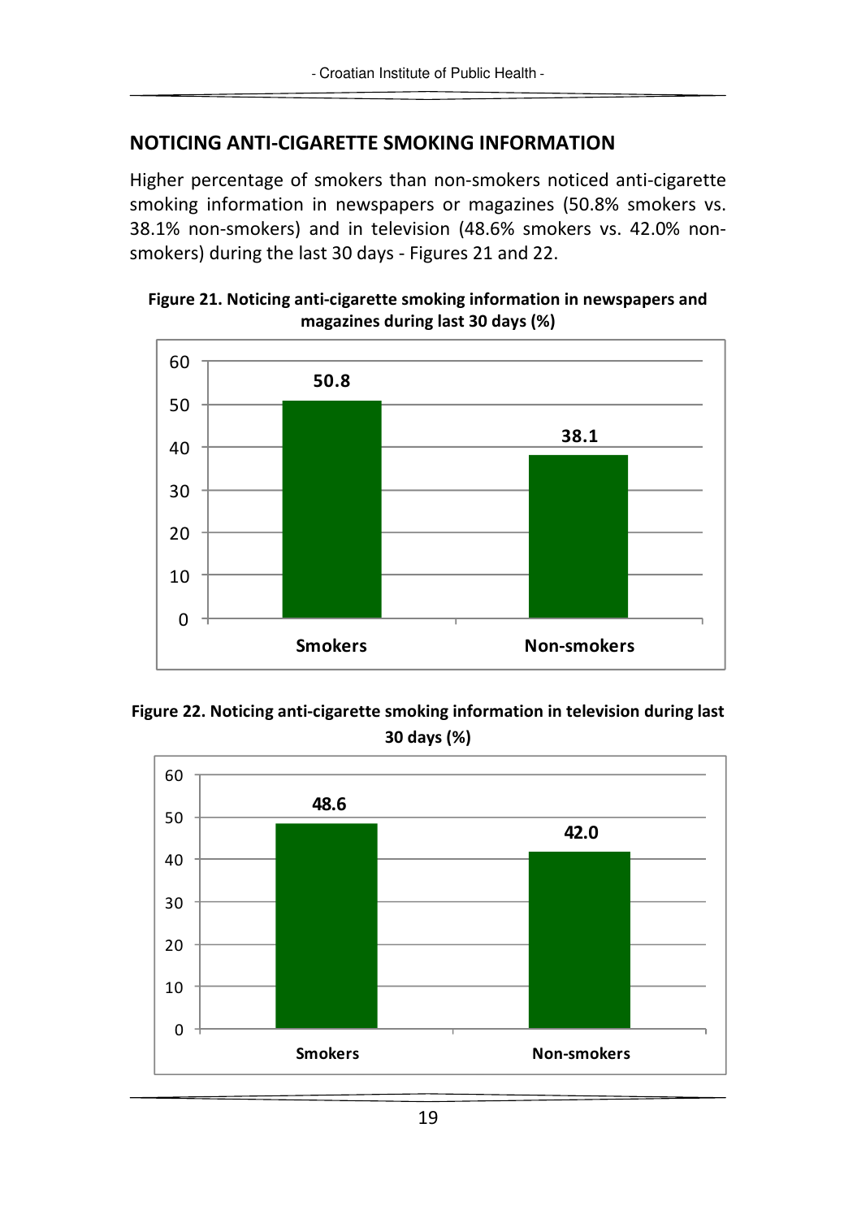## NOTICING ANTI-CIGARETTE SMOKING INFORMATION

Higher percentage of smokers than non-smokers noticed anti-cigarette smoking information in newspapers or magazines (50.8% smokers vs. 38.1% non-smokers) and in television (48.6% smokers vs. 42.0% non-smokers) during the last 30 days - Figures 21 and 22.

**Figure 21. Noticing anti-cigarette smoking information in newspapers and magazines during last 30 days (%)**

| | Smokers | Non-smokers |
|---|---|---|
| % | 50.8 | 38.1 |

**Figure 22. Noticing anti-cigarette smoking information in television during last 30 days (%)**

| | Smokers | Non-smokers |
|---|---|---|
| % | 48.6 | 42.0 |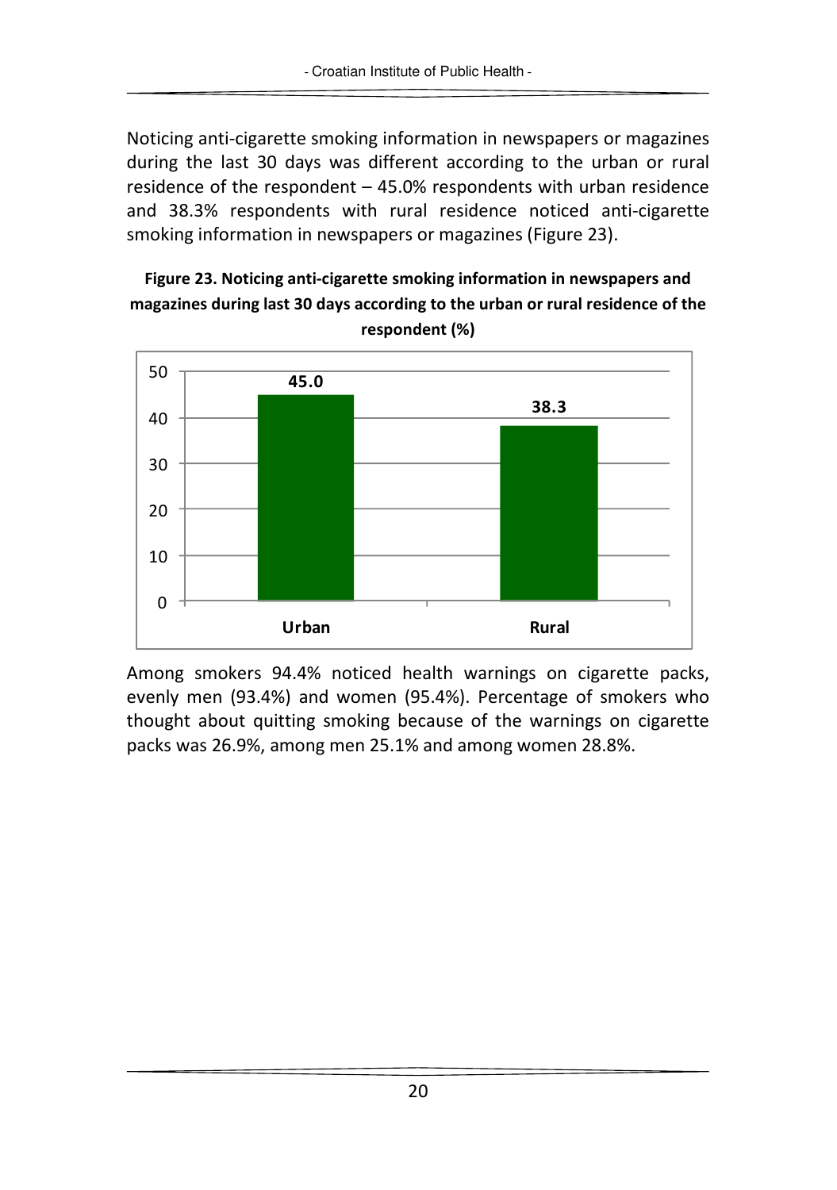Noticing anti-cigarette smoking information in newspapers or magazines during the last 30 days was different according to the urban or rural residence of the respondent – 45.0% respondents with urban residence and 38.3% respondents with rural residence noticed anti-cigarette smoking information in newspapers or magazines (Figure 23).

**Figure 23. Noticing anti-cigarette smoking information in newspapers and magazines during last 30 days according to the urban or rural residence of the respondent (%)**

| | % |
|---|---|
| Urban | 45.0 |
| Rural | 38.3 |

Among smokers 94.4% noticed health warnings on cigarette packs, evenly men (93.4%) and women (95.4%). Percentage of smokers who thought about quitting smoking because of the warnings on cigarette packs was 26.9%, among men 25.1% and among women 28.8%.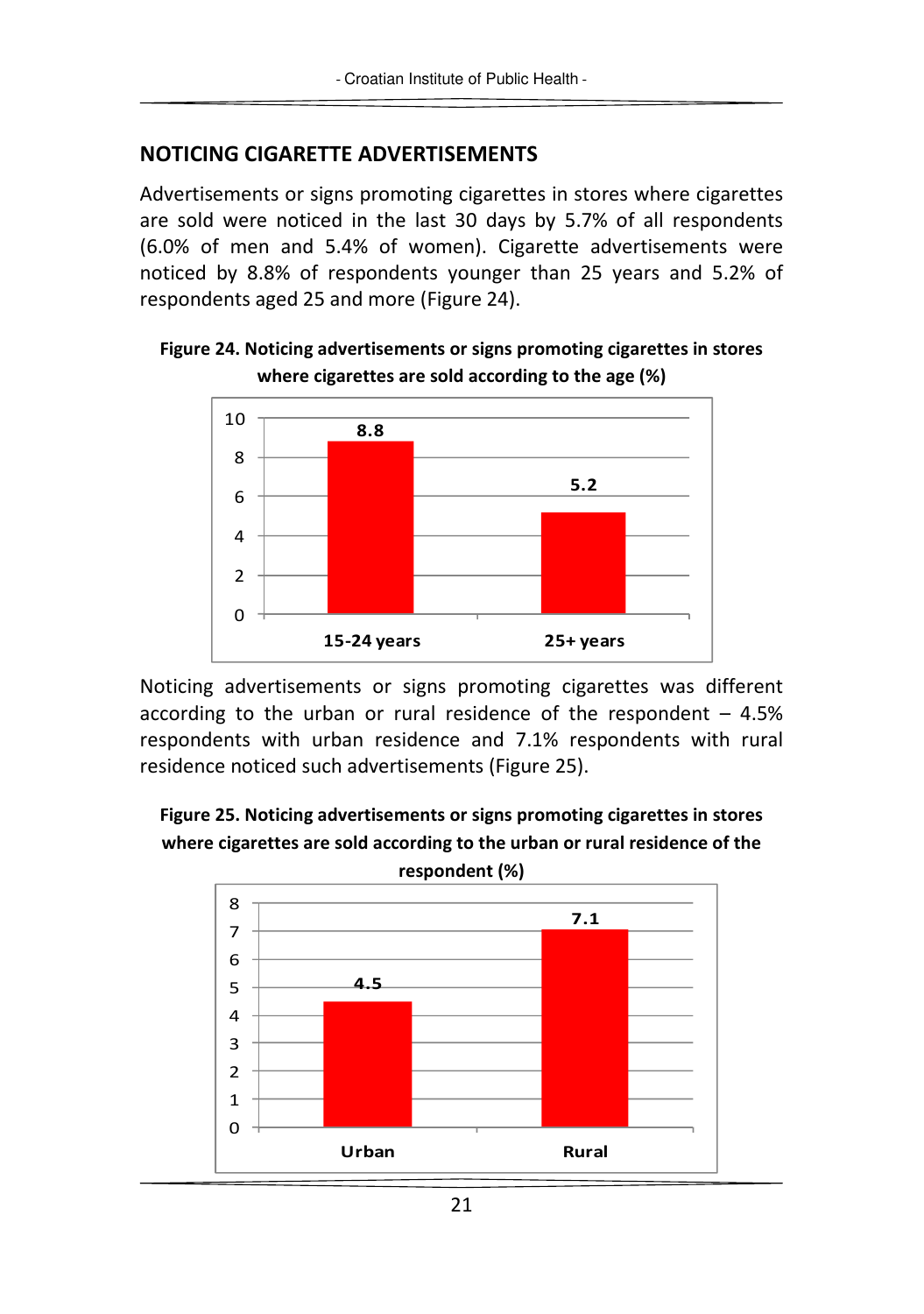## NOTICING CIGARETTE ADVERTISEMENTS

Advertisements or signs promoting cigarettes in stores where cigarettes are sold were noticed in the last 30 days by 5.7% of all respondents (6.0% of men and 5.4% of women). Cigarette advertisements were noticed by 8.8% of respondents younger than 25 years and 5.2% of respondents aged 25 and more (Figure 24).

**Figure 24. Noticing advertisements or signs promoting cigarettes in stores where cigarettes are sold according to the age (%)**

| Age | % |
|---|---|
| 15-24 years | 8.8 |
| 25+ years | 5.2 |

Noticing advertisements or signs promoting cigarettes was different according to the urban or rural residence of the respondent – 4.5% respondents with urban residence and 7.1% respondents with rural residence noticed such advertisements (Figure 25).

**Figure 25. Noticing advertisements or signs promoting cigarettes in stores where cigarettes are sold according to the urban or rural residence of the respondent (%)**

| Residence | % |
|---|---|
| Urban | 4.5 |
| Rural | 7.1 |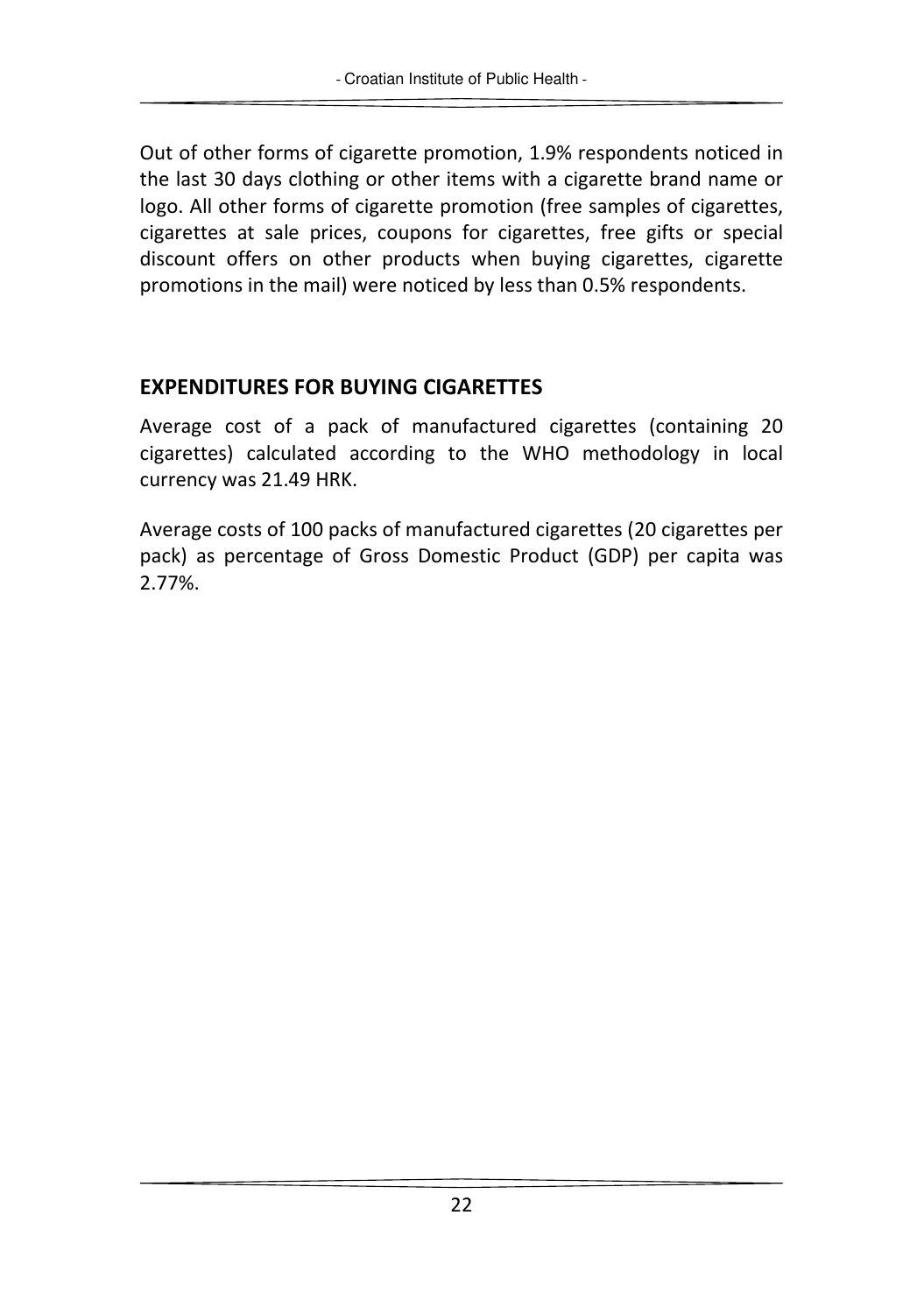Out of other forms of cigarette promotion, 1.9% respondents noticed in the last 30 days clothing or other items with a cigarette brand name or logo. All other forms of cigarette promotion (free samples of cigarettes, cigarettes at sale prices, coupons for cigarettes, free gifts or special discount offers on other products when buying cigarettes, cigarette promotions in the mail) were noticed by less than 0.5% respondents.

## EXPENDITURES FOR BUYING CIGARETTES

Average cost of a pack of manufactured cigarettes (containing 20 cigarettes) calculated according to the WHO methodology in local currency was 21.49 HRK.

Average costs of 100 packs of manufactured cigarettes (20 cigarettes per pack) as percentage of Gross Domestic Product (GDP) per capita was 2.77%.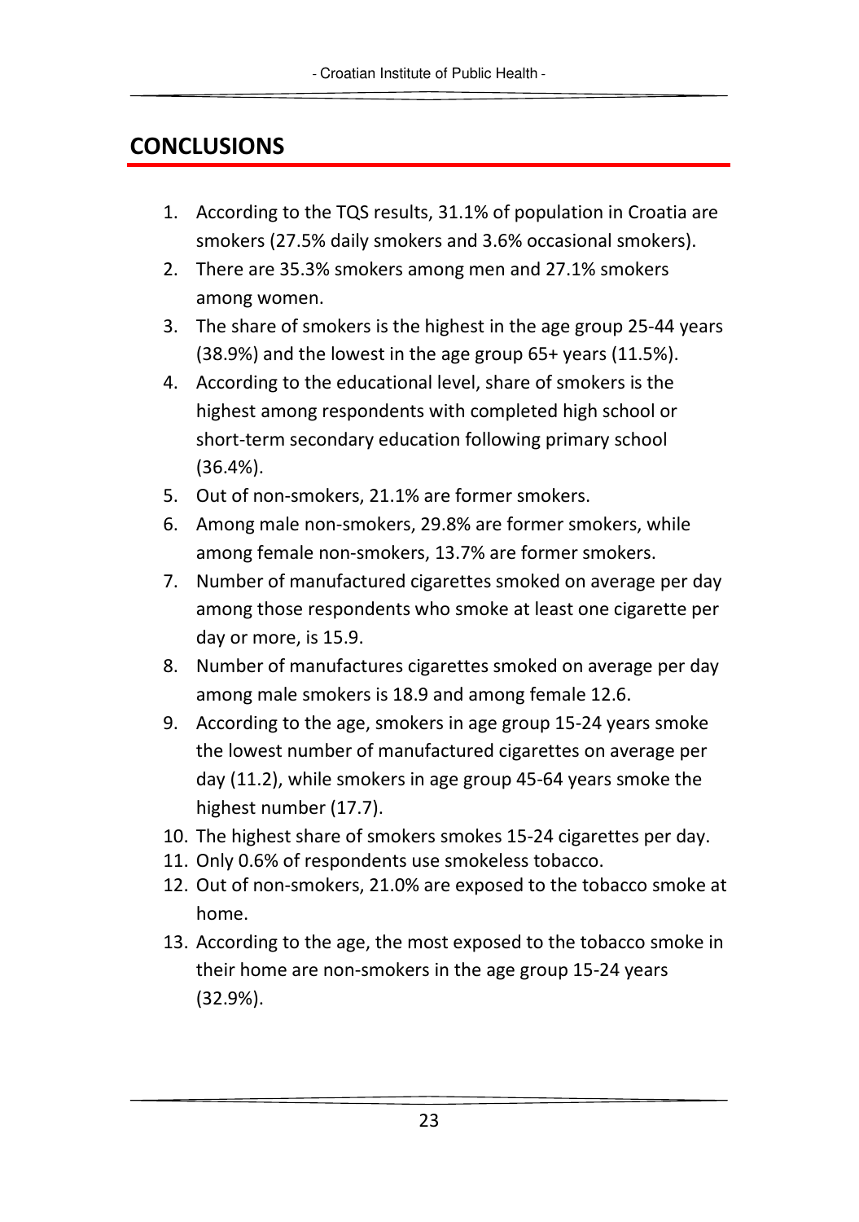## CONCLUSIONS

1. According to the TQS results, 31.1% of population in Croatia are smokers (27.5% daily smokers and 3.6% occasional smokers).
2. There are 35.3% smokers among men and 27.1% smokers among women.
3. The share of smokers is the highest in the age group 25-44 years (38.9%) and the lowest in the age group 65+ years (11.5%).
4. According to the educational level, share of smokers is the highest among respondents with completed high school or short-term secondary education following primary school (36.4%).
5. Out of non-smokers, 21.1% are former smokers.
6. Among male non-smokers, 29.8% are former smokers, while among female non-smokers, 13.7% are former smokers.
7. Number of manufactured cigarettes smoked on average per day among those respondents who smoke at least one cigarette per day or more, is 15.9.
8. Number of manufactures cigarettes smoked on average per day among male smokers is 18.9 and among female 12.6.
9. According to the age, smokers in age group 15-24 years smoke the lowest number of manufactured cigarettes on average per day (11.2), while smokers in age group 45-64 years smoke the highest number (17.7).
10. The highest share of smokers smokes 15-24 cigarettes per day.
11. Only 0.6% of respondents use smokeless tobacco.
12. Out of non-smokers, 21.0% are exposed to the tobacco smoke at home.
13. According to the age, the most exposed to the tobacco smoke in their home are non-smokers in the age group 15-24 years (32.9%).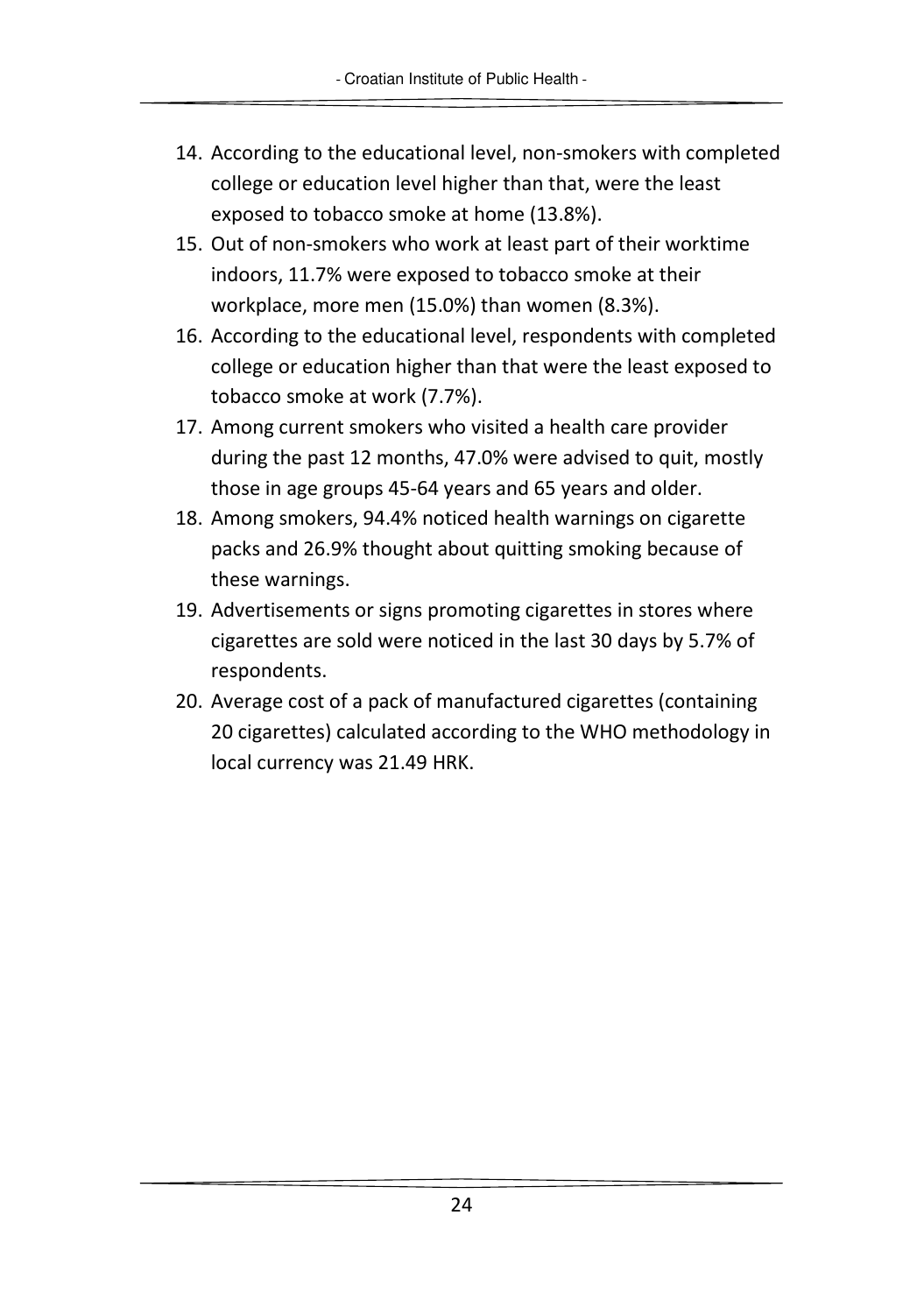14. According to the educational level, non-smokers with completed college or education level higher than that, were the least exposed to tobacco smoke at home (13.8%).
15. Out of non-smokers who work at least part of their worktime indoors, 11.7% were exposed to tobacco smoke at their workplace, more men (15.0%) than women (8.3%).
16. According to the educational level, respondents with completed college or education higher than that were the least exposed to tobacco smoke at work (7.7%).
17. Among current smokers who visited a health care provider during the past 12 months, 47.0% were advised to quit, mostly those in age groups 45-64 years and 65 years and older.
18. Among smokers, 94.4% noticed health warnings on cigarette packs and 26.9% thought about quitting smoking because of these warnings.
19. Advertisements or signs promoting cigarettes in stores where cigarettes are sold were noticed in the last 30 days by 5.7% of respondents.
20. Average cost of a pack of manufactured cigarettes (containing 20 cigarettes) calculated according to the WHO methodology in local currency was 21.49 HRK.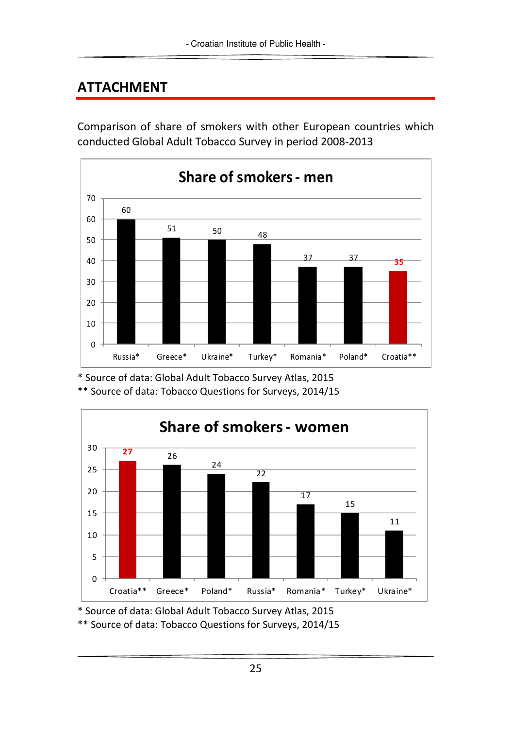## ATTACHMENT

Comparison of share of smokers with other European countries which conducted Global Adult Tobacco Survey in period 2008-2013

Share of smokers - men

70
60
50
40
30
20
10
0

60 51 50 48 37 37 35

Russia* Greece* Ukraine* Turkey* Romania* Poland* Croatia**

* Source of data: Global Adult Tobacco Survey Atlas, 2015
** Source of data: Tobacco Questions for Surveys, 2014/15

Share of smokers - women

30
25
20
15
10
5
0

27 26 24 22 17 15 11

Croatia** Greece* Poland* Russia* Romania* Turkey* Ukraine*

* Source of data: Global Adult Tobacco Survey Atlas, 2015
** Source of data: Tobacco Questions for Surveys, 2014/15